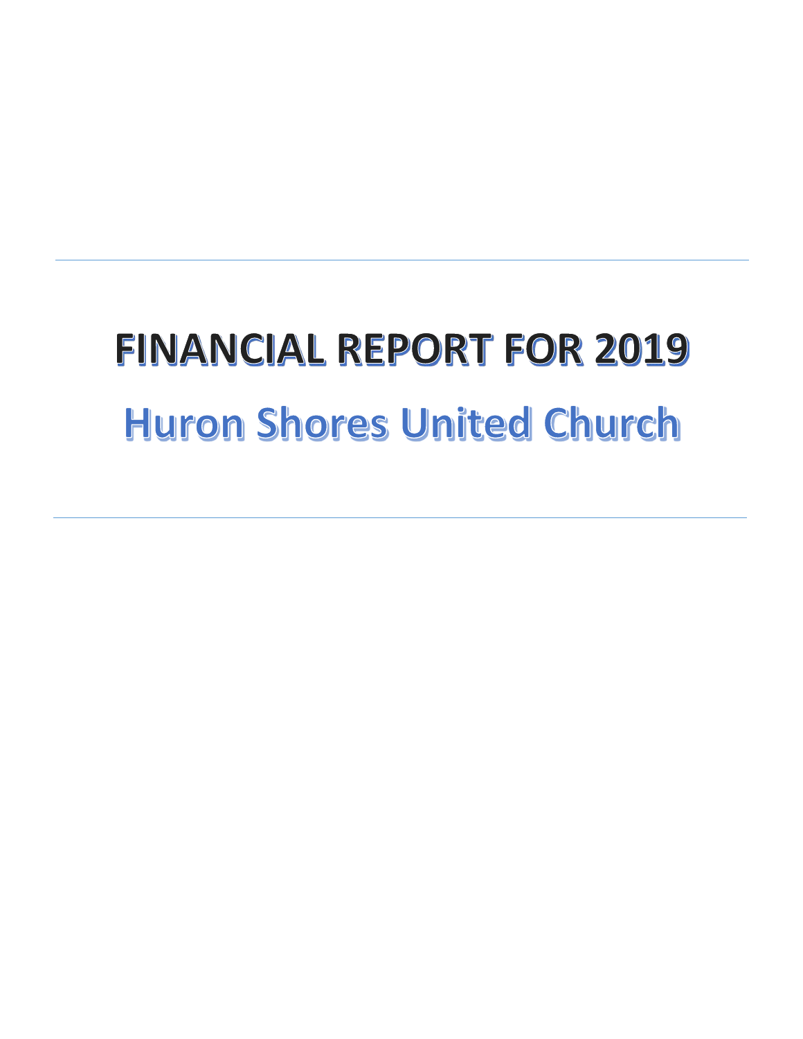---

# FINANCIAL REPORT FOR 2019

## Huron Shores United Church

---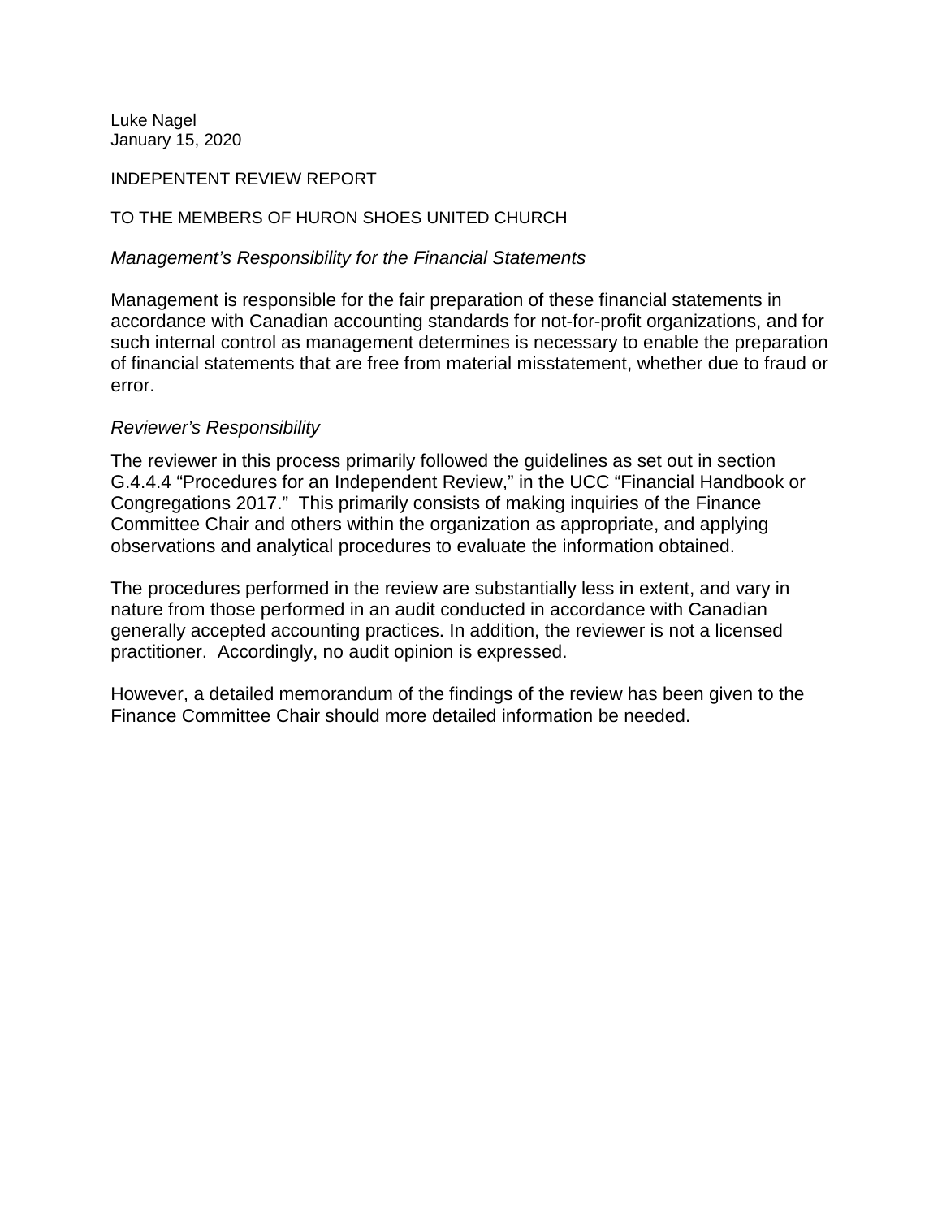Luke Nagel
January 15, 2020

INDEPENTENT REVIEW REPORT

TO THE MEMBERS OF HURON SHOES UNITED CHURCH

*Management's Responsibility for the Financial Statements*

Management is responsible for the fair preparation of these financial statements in accordance with Canadian accounting standards for not-for-profit organizations, and for such internal control as management determines is necessary to enable the preparation of financial statements that are free from material misstatement, whether due to fraud or error.

*Reviewer's Responsibility*

The reviewer in this process primarily followed the guidelines as set out in section G.4.4.4 "Procedures for an Independent Review," in the UCC "Financial Handbook or Congregations 2017." This primarily consists of making inquiries of the Finance Committee Chair and others within the organization as appropriate, and applying observations and analytical procedures to evaluate the information obtained.

The procedures performed in the review are substantially less in extent, and vary in nature from those performed in an audit conducted in accordance with Canadian generally accepted accounting practices. In addition, the reviewer is not a licensed practitioner. Accordingly, no audit opinion is expressed.

However, a detailed memorandum of the findings of the review has been given to the Finance Committee Chair should more detailed information be needed.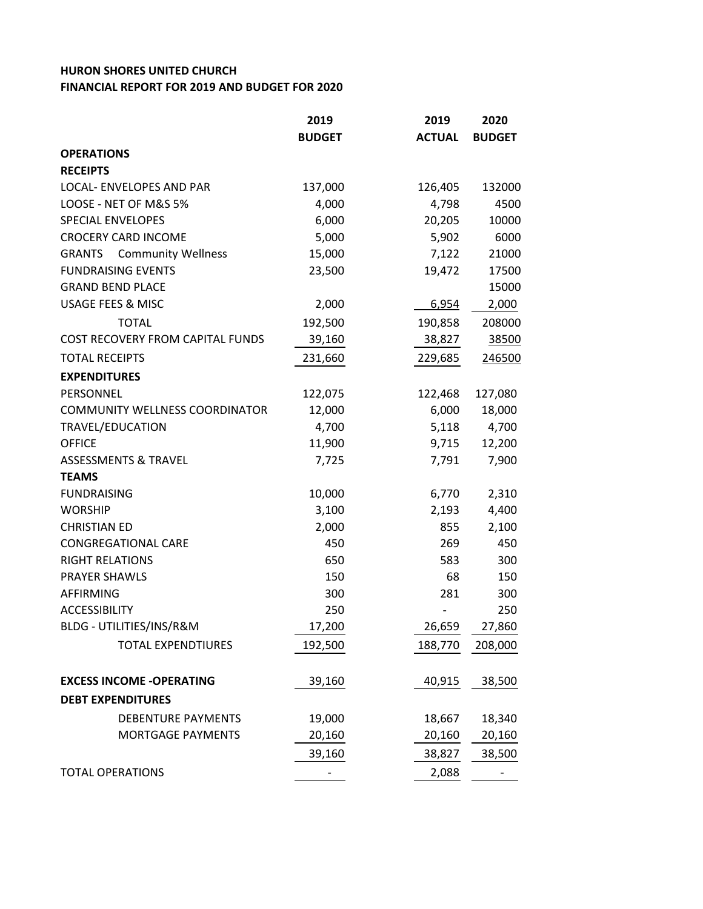**HURON SHORES UNITED CHURCH**
**FINANCIAL REPORT FOR 2019 AND BUDGET FOR 2020**

| | 2019 BUDGET | 2019 ACTUAL | 2020 BUDGET |
|---|---|---|---|
| **OPERATIONS** | | | |
| **RECEIPTS** | | | |
| LOCAL- ENVELOPES AND PAR | 137,000 | 126,405 | 132000 |
| LOOSE - NET OF M&S 5% | 4,000 | 4,798 | 4500 |
| SPECIAL ENVELOPES | 6,000 | 20,205 | 10000 |
| CROCERY CARD INCOME | 5,000 | 5,902 | 6000 |
| GRANTS Community Wellness | 15,000 | 7,122 | 21000 |
| FUNDRAISING EVENTS | 23,500 | 19,472 | 17500 |
| GRAND BEND PLACE | | | 15000 |
| USAGE FEES & MISC | 2,000 | 6,954 | 2,000 |
| TOTAL | 192,500 | 190,858 | 208000 |
| COST RECOVERY FROM CAPITAL FUNDS | 39,160 | 38,827 | 38500 |
| TOTAL RECEIPTS | 231,660 | 229,685 | 246500 |
| **EXPENDITURES** | | | |
| PERSONNEL | 122,075 | 122,468 | 127,080 |
| COMMUNITY WELLNESS COORDINATOR | 12,000 | 6,000 | 18,000 |
| TRAVEL/EDUCATION | 4,700 | 5,118 | 4,700 |
| OFFICE | 11,900 | 9,715 | 12,200 |
| ASSESSMENTS & TRAVEL | 7,725 | 7,791 | 7,900 |
| **TEAMS** | | | |
| FUNDRAISING | 10,000 | 6,770 | 2,310 |
| WORSHIP | 3,100 | 2,193 | 4,400 |
| CHRISTIAN ED | 2,000 | 855 | 2,100 |
| CONGREGATIONAL CARE | 450 | 269 | 450 |
| RIGHT RELATIONS | 650 | 583 | 300 |
| PRAYER SHAWLS | 150 | 68 | 150 |
| AFFIRMING | 300 | 281 | 300 |
| ACCESSIBILITY | 250 | - | 250 |
| BLDG - UTILITIES/INS/R&M | 17,200 | 26,659 | 27,860 |
| TOTAL EXPENDTIURES | 192,500 | 188,770 | 208,000 |
| | | | |
| **EXCESS INCOME -OPERATING** | 39,160 | 40,915 | 38,500 |
| **DEBT EXPENDITURES** | | | |
| DEBENTURE PAYMENTS | 19,000 | 18,667 | 18,340 |
| MORTGAGE PAYMENTS | 20,160 | 20,160 | 20,160 |
| | 39,160 | 38,827 | 38,500 |
| TOTAL OPERATIONS | - | 2,088 | - |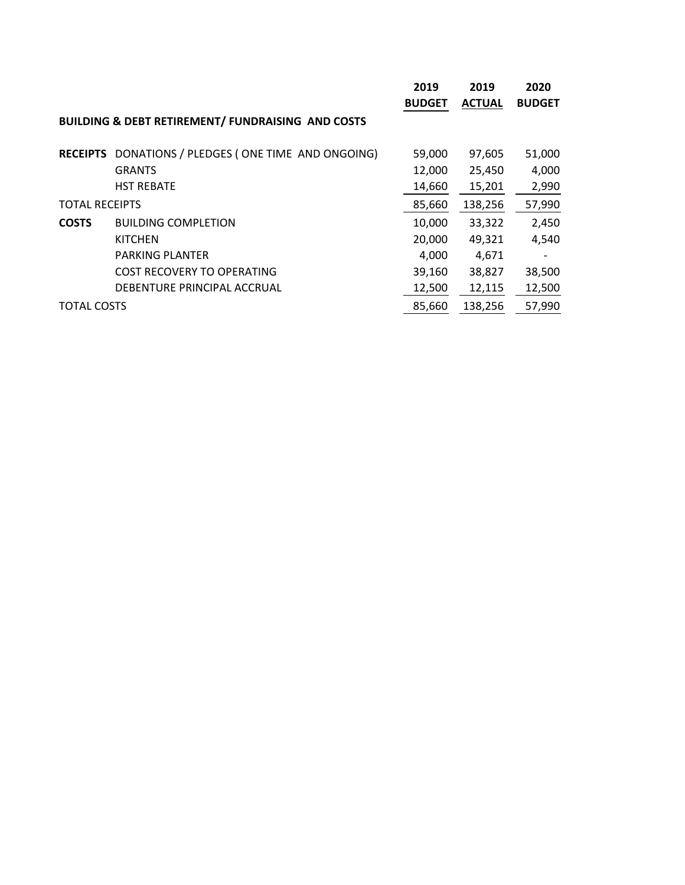| | | 2019 BUDGET | 2019 ACTUAL | 2020 BUDGET |
|---|---|---|---|---|
| **BUILDING & DEBT RETIREMENT/ FUNDRAISING AND COSTS** | | | | |
| **RECEIPTS** | DONATIONS / PLEDGES ( ONE TIME AND ONGOING) | 59,000 | 97,605 | 51,000 |
| | GRANTS | 12,000 | 25,450 | 4,000 |
| | HST REBATE | 14,660 | 15,201 | 2,990 |
| TOTAL RECEIPTS | | 85,660 | 138,256 | 57,990 |
| **COSTS** | BUILDING COMPLETION | 10,000 | 33,322 | 2,450 |
| | KITCHEN | 20,000 | 49,321 | 4,540 |
| | PARKING PLANTER | 4,000 | 4,671 | - |
| | COST RECOVERY TO OPERATING | 39,160 | 38,827 | 38,500 |
| | DEBENTURE PRINCIPAL ACCRUAL | 12,500 | 12,115 | 12,500 |
| TOTAL COSTS | | 85,660 | 138,256 | 57,990 |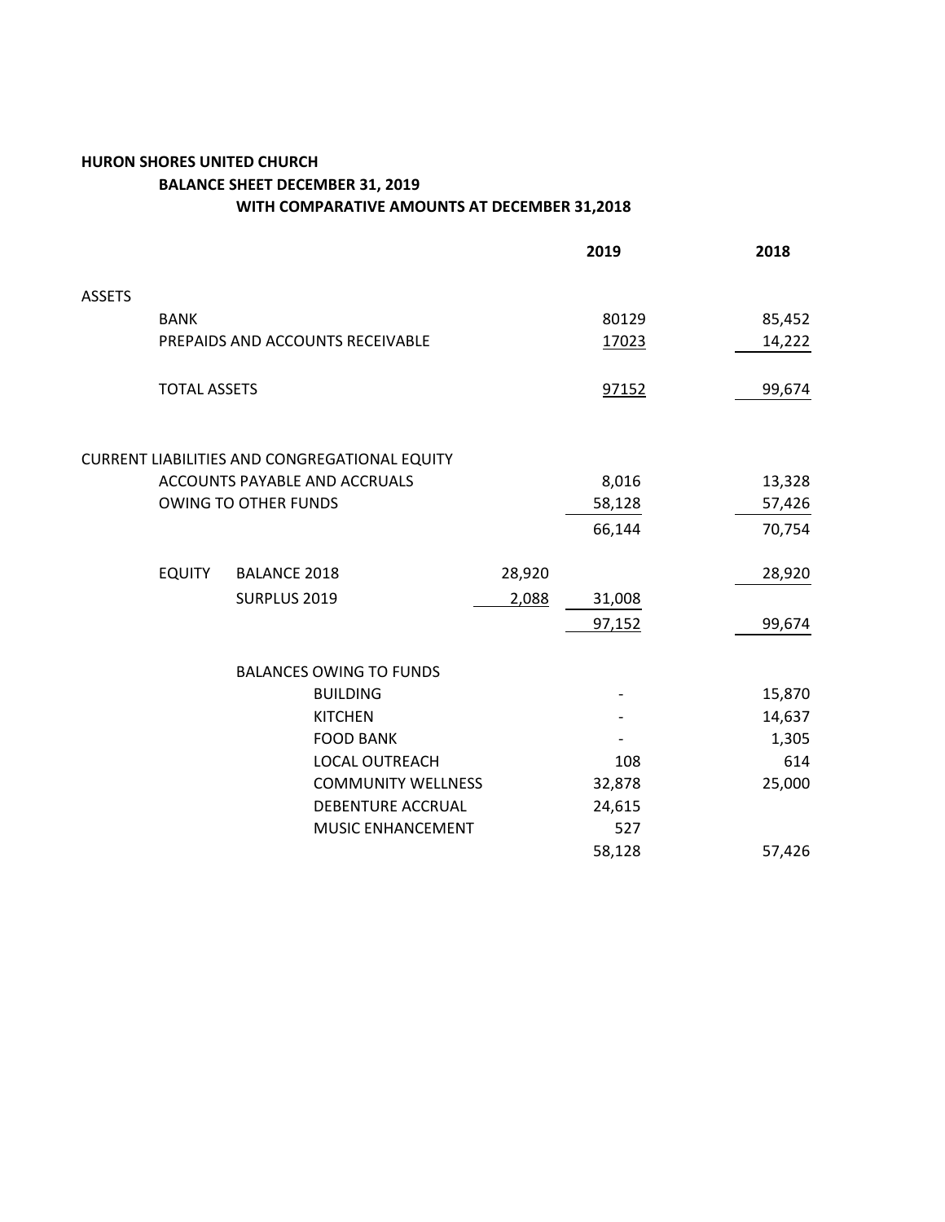**HURON SHORES UNITED CHURCH**

**BALANCE SHEET DECEMBER 31, 2019**

**WITH COMPARATIVE AMOUNTS AT DECEMBER 31,2018**

| | | | | **2019** | **2018** |
|---|---|---|---|---|---|
| ASSETS | | | | | |
| | BANK | | | 80129 | 85,452 |
| | PREPAIDS AND ACCOUNTS RECEIVABLE | | | 17023 | 14,222 |
| | TOTAL ASSETS | | | 97152 | 99,674 |
| CURRENT LIABILITIES AND CONGREGATIONAL EQUITY | | | | | |
| | ACCOUNTS PAYABLE AND ACCRUALS | | | 8,016 | 13,328 |
| | OWING TO OTHER FUNDS | | | 58,128 | 57,426 |
| | | | | 66,144 | 70,754 |
| | EQUITY | BALANCE 2018 | 28,920 | | 28,920 |
| | | SURPLUS 2019 | 2,088 | 31,008 | |
| | | | | 97,152 | 99,674 |
| | | BALANCES OWING TO FUNDS | | | |
| | | BUILDING | | - | 15,870 |
| | | KITCHEN | | - | 14,637 |
| | | FOOD BANK | | - | 1,305 |
| | | LOCAL OUTREACH | | 108 | 614 |
| | | COMMUNITY WELLNESS | | 32,878 | 25,000 |
| | | DEBENTURE ACCRUAL | | 24,615 | |
| | | MUSIC ENHANCEMENT | | 527 | |
| | | | | 58,128 | 57,426 |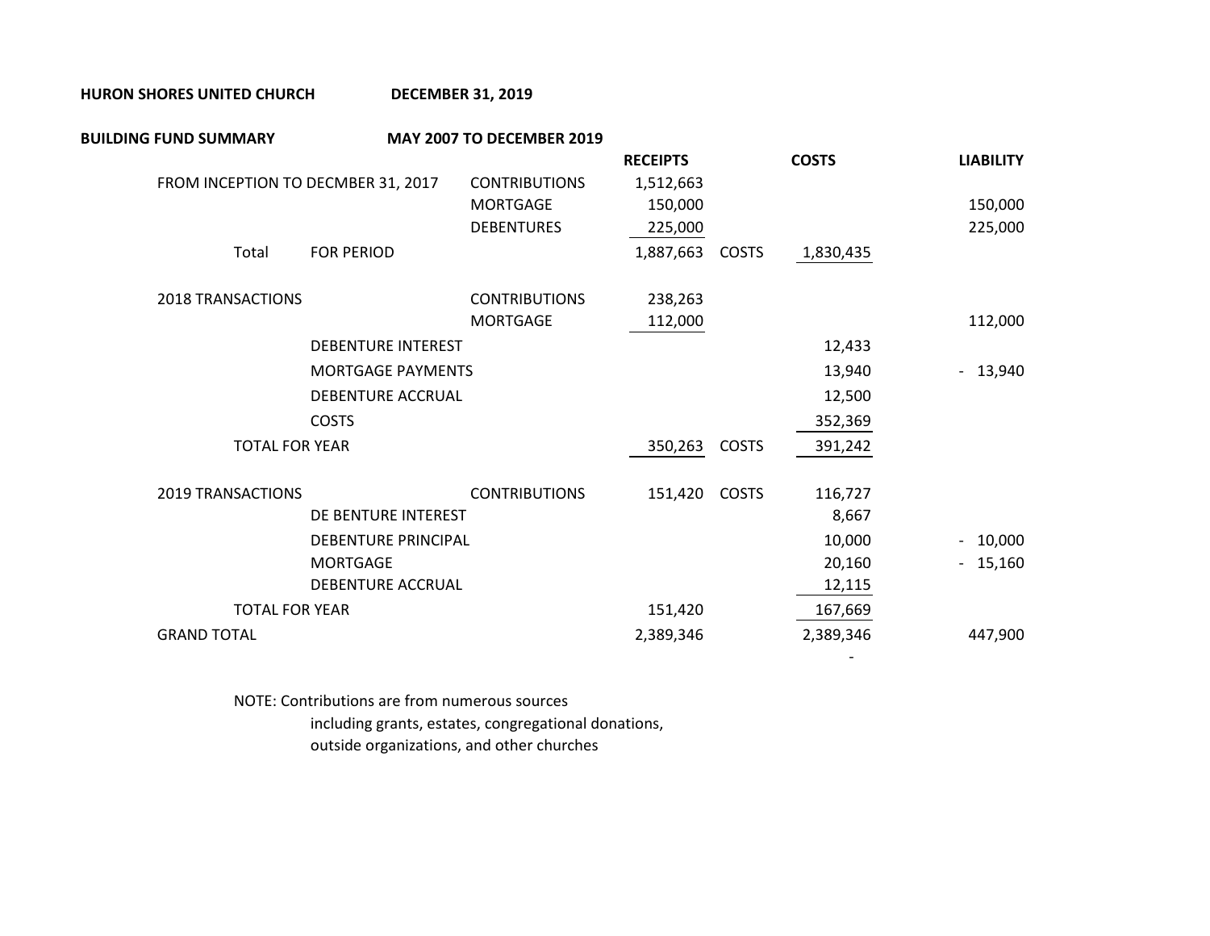**HURON SHORES UNITED CHURCH** **DECEMBER 31, 2019**

**BUILDING FUND SUMMARY** **MAY 2007 TO DECEMBER 2019**

| | | | RECEIPTS | | COSTS | LIABILITY |
|---|---|---|---|---|---|---|
| FROM INCEPTION TO DECMBER 31, 2017 | | CONTRIBUTIONS | 1,512,663 | | | |
| | | MORTGAGE | 150,000 | | | 150,000 |
| | | DEBENTURES | 225,000 | | | 225,000 |
| Total | FOR PERIOD | | 1,887,663 | COSTS | 1,830,435 | |
| 2018 TRANSACTIONS | | CONTRIBUTIONS | 238,263 | | | |
| | | MORTGAGE | 112,000 | | | 112,000 |
| | DEBENTURE INTEREST | | | | 12,433 | |
| | MORTGAGE PAYMENTS | | | | 13,940 | - 13,940 |
| | DEBENTURE ACCRUAL | | | | 12,500 | |
| | COSTS | | | | 352,369 | |
| TOTAL FOR YEAR | | | 350,263 | COSTS | 391,242 | |
| 2019 TRANSACTIONS | | CONTRIBUTIONS | 151,420 | COSTS | 116,727 | |
| | DE BENTURE INTEREST | | | | 8,667 | |
| | DEBENTURE PRINCIPAL | | | | 10,000 | - 10,000 |
| | MORTGAGE | | | | 20,160 | - 15,160 |
| | DEBENTURE ACCRUAL | | | | 12,115 | |
| TOTAL FOR YEAR | | | 151,420 | | 167,669 | |
| GRAND TOTAL | | | 2,389,346 | | 2,389,346 | 447,900 |
| | | | | | - | |

NOTE: Contributions are from numerous sources
including grants, estates, congregational donations,
outside organizations, and other churches